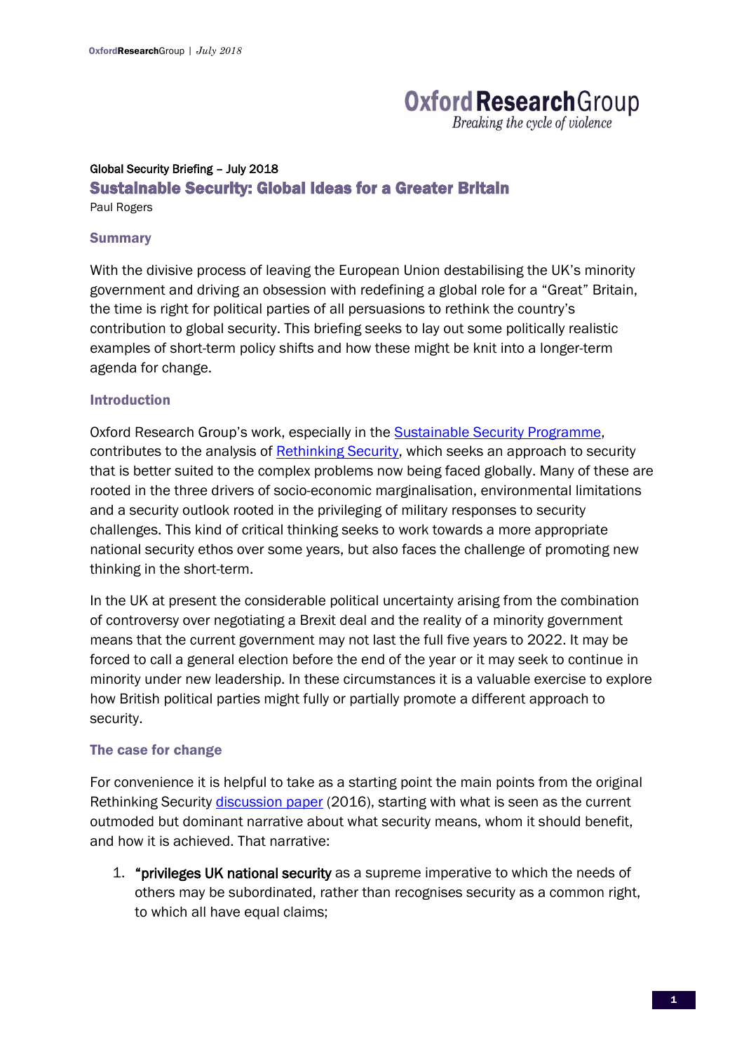Global Security Briefing – July 2018

# Sustainable Security: Global Ideas for a Greater Britain

Paul Rogers

## Summary

With the divisive process of leaving the European Union destabilising the UK's minority government and driving an obsession with redefining a global role for a "Great" Britain, the time is right for political parties of all persuasions to rethink the country's contribution to global security. This briefing seeks to lay out some politically realistic examples of short-term policy shifts and how these might be knit into a longer-term agenda for change.

## Introduction

Oxford Research Group's work, especially in the Sustainable Security Programme, contributes to the analysis of Rethinking Security, which seeks an approach to security that is better suited to the complex problems now being faced globally. Many of these are rooted in the three drivers of socio-economic marginalisation, environmental limitations and a security outlook rooted in the privileging of military responses to security challenges. This kind of critical thinking seeks to work towards a more appropriate national security ethos over some years, but also faces the challenge of promoting new thinking in the short-term.

In the UK at present the considerable political uncertainty arising from the combination of controversy over negotiating a Brexit deal and the reality of a minority government means that the current government may not last the full five years to 2022. It may be forced to call a general election before the end of the year or it may seek to continue in minority under new leadership. In these circumstances it is a valuable exercise to explore how British political parties might fully or partially promote a different approach to security.

## The case for change

For convenience it is helpful to take as a starting point the main points from the original Rethinking Security discussion paper (2016), starting with what is seen as the current outmoded but dominant narrative about what security means, whom it should benefit, and how it is achieved. That narrative:

1. "**privileges UK national security** as a supreme imperative to which the needs of others may be subordinated, rather than recognises security as a common right, to which all have equal claims;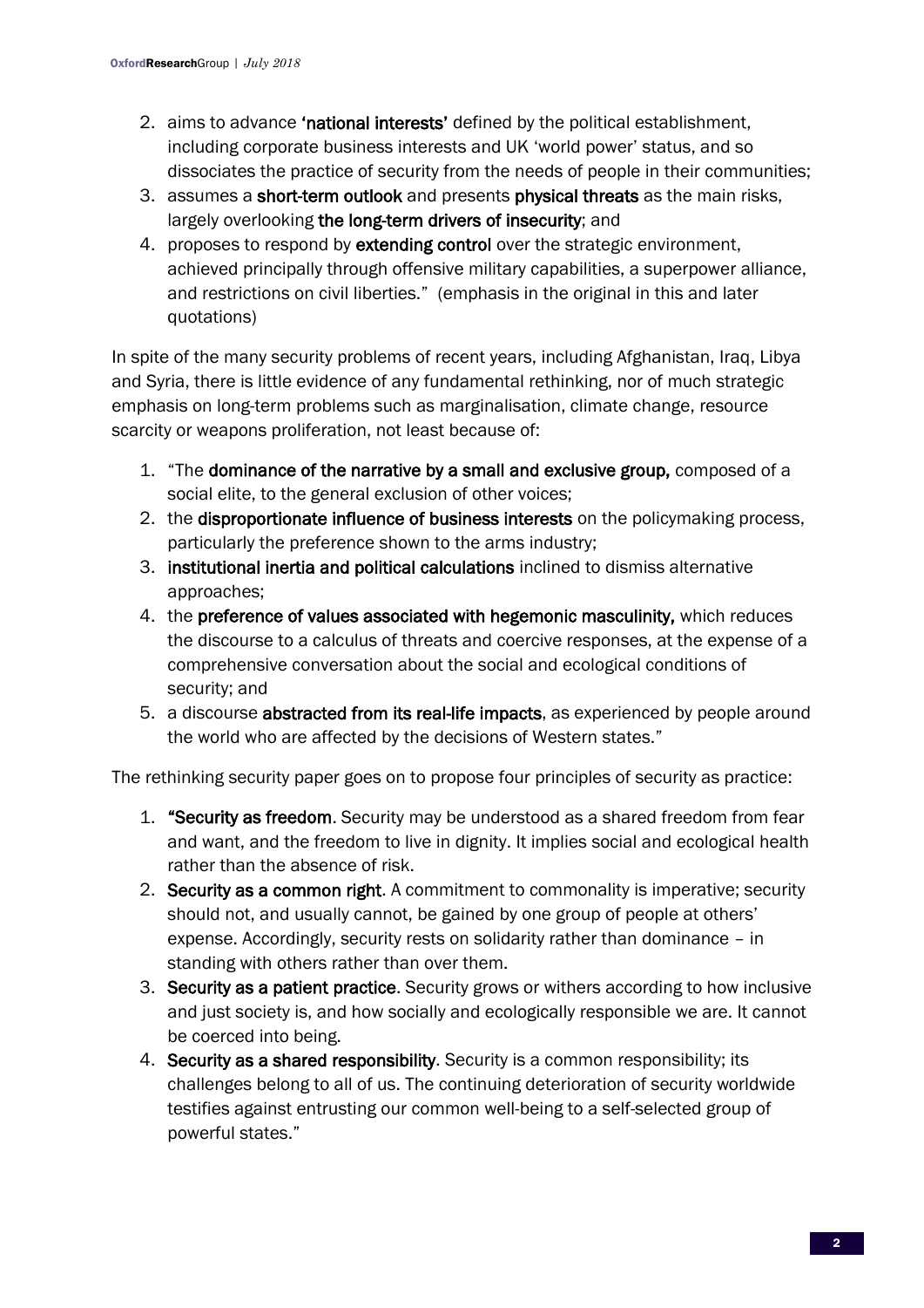2. aims to advance **'national interests'** defined by the political establishment, including corporate business interests and UK 'world power' status, and so dissociates the practice of security from the needs of people in their communities;
3. assumes a **short-term outlook** and presents **physical threats** as the main risks, largely overlooking **the long-term drivers of insecurity**; and
4. proposes to respond by **extending control** over the strategic environment, achieved principally through offensive military capabilities, a superpower alliance, and restrictions on civil liberties." (emphasis in the original in this and later quotations)

In spite of the many security problems of recent years, including Afghanistan, Iraq, Libya and Syria, there is little evidence of any fundamental rethinking, nor of much strategic emphasis on long-term problems such as marginalisation, climate change, resource scarcity or weapons proliferation, not least because of:

1. "The **dominance of the narrative by a small and exclusive group,** composed of a social elite, to the general exclusion of other voices;
2. the **disproportionate influence of business interests** on the policymaking process, particularly the preference shown to the arms industry;
3. **institutional inertia and political calculations** inclined to dismiss alternative approaches;
4. the **preference of values associated with hegemonic masculinity,** which reduces the discourse to a calculus of threats and coercive responses, at the expense of a comprehensive conversation about the social and ecological conditions of security; and
5. a discourse **abstracted from its real-life impacts**, as experienced by people around the world who are affected by the decisions of Western states."

The rethinking security paper goes on to propose four principles of security as practice:

1. **"Security as freedom**. Security may be understood as a shared freedom from fear and want, and the freedom to live in dignity. It implies social and ecological health rather than the absence of risk.
2. **Security as a common right**. A commitment to commonality is imperative; security should not, and usually cannot, be gained by one group of people at others' expense. Accordingly, security rests on solidarity rather than dominance – in standing with others rather than over them.
3. **Security as a patient practice**. Security grows or withers according to how inclusive and just society is, and how socially and ecologically responsible we are. It cannot be coerced into being.
4. **Security as a shared responsibility**. Security is a common responsibility; its challenges belong to all of us. The continuing deterioration of security worldwide testifies against entrusting our common well-being to a self-selected group of powerful states."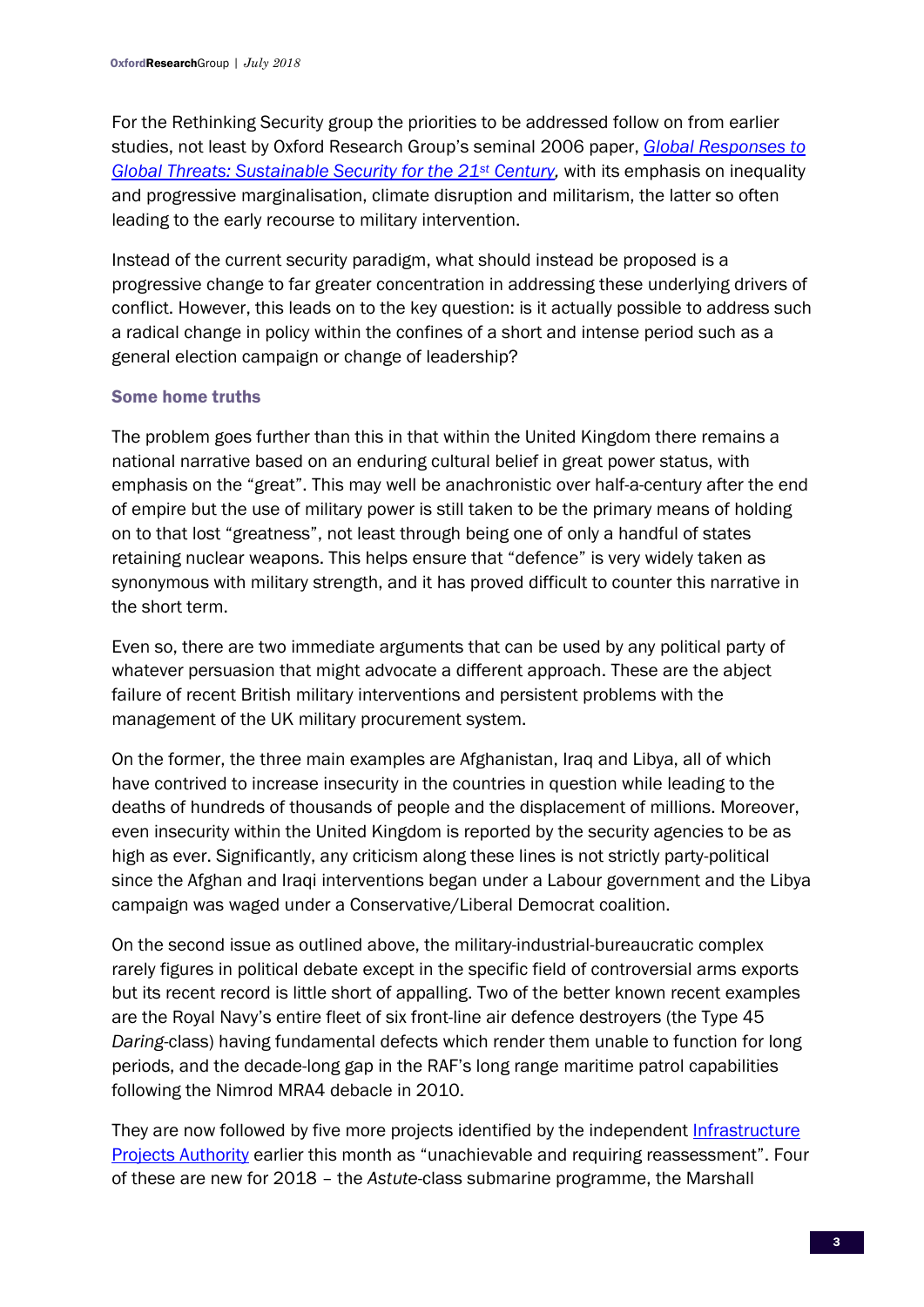For the Rethinking Security group the priorities to be addressed follow on from earlier studies, not least by Oxford Research Group's seminal 2006 paper, [*Global Responses to Global Threats: Sustainable Security for the 21st Century*](), with its emphasis on inequality and progressive marginalisation, climate disruption and militarism, the latter so often leading to the early recourse to military intervention.

Instead of the current security paradigm, what should instead be proposed is a progressive change to far greater concentration in addressing these underlying drivers of conflict. However, this leads on to the key question: is it actually possible to address such a radical change in policy within the confines of a short and intense period such as a general election campaign or change of leadership?

### Some home truths

The problem goes further than this in that within the United Kingdom there remains a national narrative based on an enduring cultural belief in great power status, with emphasis on the "great". This may well be anachronistic over half-a-century after the end of empire but the use of military power is still taken to be the primary means of holding on to that lost "greatness", not least through being one of only a handful of states retaining nuclear weapons. This helps ensure that "defence" is very widely taken as synonymous with military strength, and it has proved difficult to counter this narrative in the short term.

Even so, there are two immediate arguments that can be used by any political party of whatever persuasion that might advocate a different approach. These are the abject failure of recent British military interventions and persistent problems with the management of the UK military procurement system.

On the former, the three main examples are Afghanistan, Iraq and Libya, all of which have contrived to increase insecurity in the countries in question while leading to the deaths of hundreds of thousands of people and the displacement of millions. Moreover, even insecurity within the United Kingdom is reported by the security agencies to be as high as ever. Significantly, any criticism along these lines is not strictly party-political since the Afghan and Iraqi interventions began under a Labour government and the Libya campaign was waged under a Conservative/Liberal Democrat coalition.

On the second issue as outlined above, the military-industrial-bureaucratic complex rarely figures in political debate except in the specific field of controversial arms exports but its recent record is little short of appalling. Two of the better known recent examples are the Royal Navy's entire fleet of six front-line air defence destroyers (the Type 45 *Daring*-class) having fundamental defects which render them unable to function for long periods, and the decade-long gap in the RAF's long range maritime patrol capabilities following the Nimrod MRA4 debacle in 2010.

They are now followed by five more projects identified by the independent [Infrastructure Projects Authority]() earlier this month as "unachievable and requiring reassessment". Four of these are new for 2018 – the *Astute*-class submarine programme, the Marshall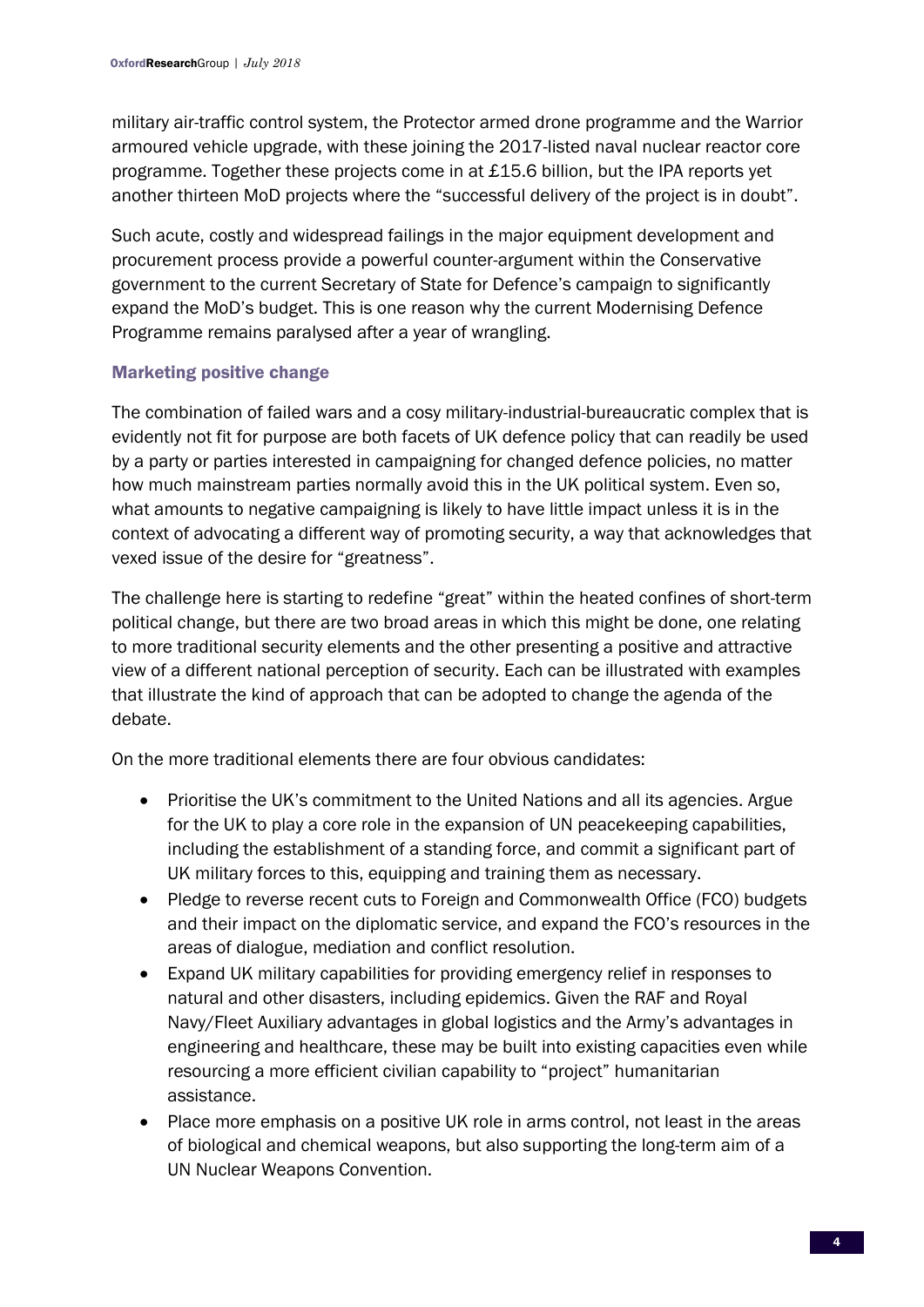military air-traffic control system, the Protector armed drone programme and the Warrior armoured vehicle upgrade, with these joining the 2017-listed naval nuclear reactor core programme. Together these projects come in at £15.6 billion, but the IPA reports yet another thirteen MoD projects where the "successful delivery of the project is in doubt".

Such acute, costly and widespread failings in the major equipment development and procurement process provide a powerful counter-argument within the Conservative government to the current Secretary of State for Defence's campaign to significantly expand the MoD's budget. This is one reason why the current Modernising Defence Programme remains paralysed after a year of wrangling.

### Marketing positive change

The combination of failed wars and a cosy military-industrial-bureaucratic complex that is evidently not fit for purpose are both facets of UK defence policy that can readily be used by a party or parties interested in campaigning for changed defence policies, no matter how much mainstream parties normally avoid this in the UK political system. Even so, what amounts to negative campaigning is likely to have little impact unless it is in the context of advocating a different way of promoting security, a way that acknowledges that vexed issue of the desire for "greatness".

The challenge here is starting to redefine "great" within the heated confines of short-term political change, but there are two broad areas in which this might be done, one relating to more traditional security elements and the other presenting a positive and attractive view of a different national perception of security. Each can be illustrated with examples that illustrate the kind of approach that can be adopted to change the agenda of the debate.

On the more traditional elements there are four obvious candidates:

- Prioritise the UK's commitment to the United Nations and all its agencies. Argue for the UK to play a core role in the expansion of UN peacekeeping capabilities, including the establishment of a standing force, and commit a significant part of UK military forces to this, equipping and training them as necessary.
- Pledge to reverse recent cuts to Foreign and Commonwealth Office (FCO) budgets and their impact on the diplomatic service, and expand the FCO's resources in the areas of dialogue, mediation and conflict resolution.
- Expand UK military capabilities for providing emergency relief in responses to natural and other disasters, including epidemics. Given the RAF and Royal Navy/Fleet Auxiliary advantages in global logistics and the Army's advantages in engineering and healthcare, these may be built into existing capacities even while resourcing a more efficient civilian capability to "project" humanitarian assistance.
- Place more emphasis on a positive UK role in arms control, not least in the areas of biological and chemical weapons, but also supporting the long-term aim of a UN Nuclear Weapons Convention.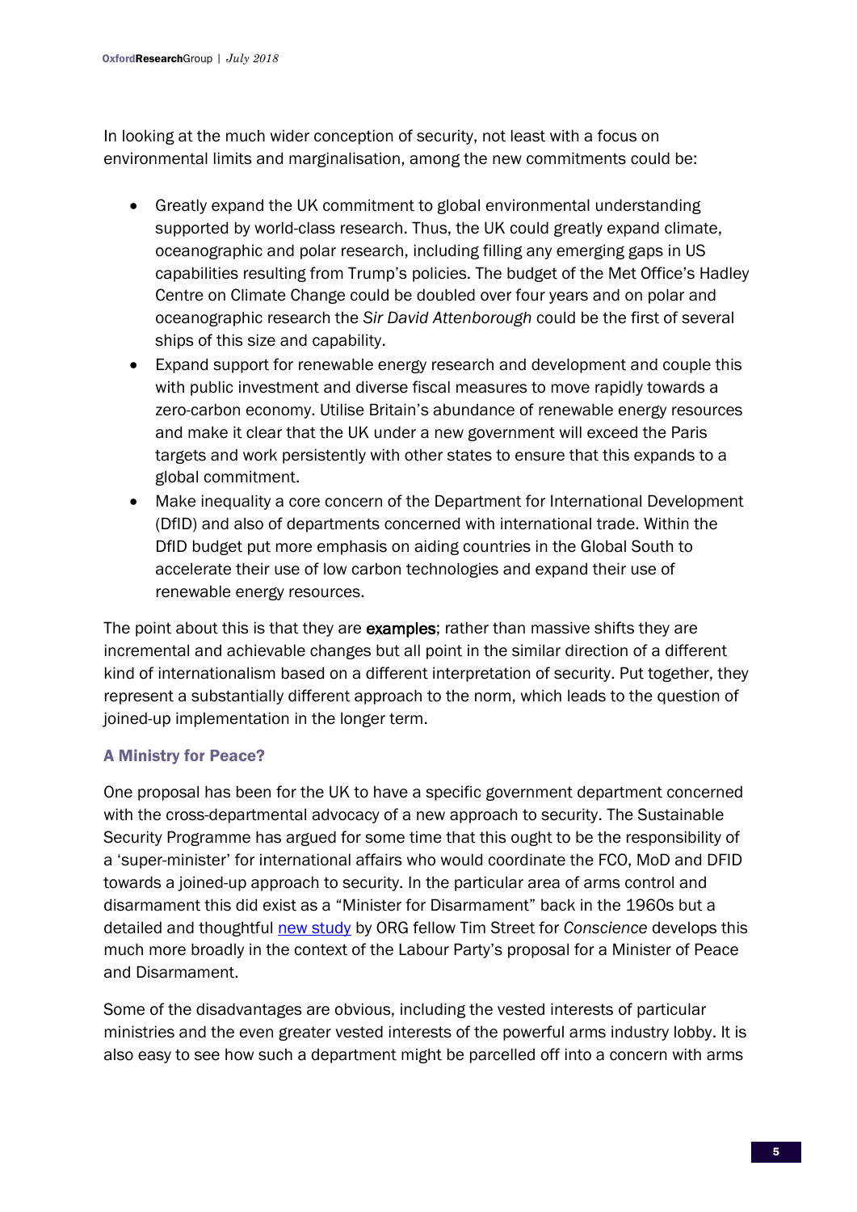In looking at the much wider conception of security, not least with a focus on environmental limits and marginalisation, among the new commitments could be:

- Greatly expand the UK commitment to global environmental understanding supported by world-class research. Thus, the UK could greatly expand climate, oceanographic and polar research, including filling any emerging gaps in US capabilities resulting from Trump's policies. The budget of the Met Office's Hadley Centre on Climate Change could be doubled over four years and on polar and oceanographic research the *Sir David Attenborough* could be the first of several ships of this size and capability.
- Expand support for renewable energy research and development and couple this with public investment and diverse fiscal measures to move rapidly towards a zero-carbon economy. Utilise Britain's abundance of renewable energy resources and make it clear that the UK under a new government will exceed the Paris targets and work persistently with other states to ensure that this expands to a global commitment.
- Make inequality a core concern of the Department for International Development (DfID) and also of departments concerned with international trade. Within the DfID budget put more emphasis on aiding countries in the Global South to accelerate their use of low carbon technologies and expand their use of renewable energy resources.

The point about this is that they are **examples**; rather than massive shifts they are incremental and achievable changes but all point in the similar direction of a different kind of internationalism based on a different interpretation of security. Put together, they represent a substantially different approach to the norm, which leads to the question of joined-up implementation in the longer term.

### A Ministry for Peace?

One proposal has been for the UK to have a specific government department concerned with the cross-departmental advocacy of a new approach to security. The Sustainable Security Programme has argued for some time that this ought to be the responsibility of a 'super-minister' for international affairs who would coordinate the FCO, MoD and DFID towards a joined-up approach to security. In the particular area of arms control and disarmament this did exist as a "Minister for Disarmament" back in the 1960s but a detailed and thoughtful new study by ORG fellow Tim Street for *Conscience* develops this much more broadly in the context of the Labour Party's proposal for a Minister of Peace and Disarmament.

Some of the disadvantages are obvious, including the vested interests of particular ministries and the even greater vested interests of the powerful arms industry lobby. It is also easy to see how such a department might be parcelled off into a concern with arms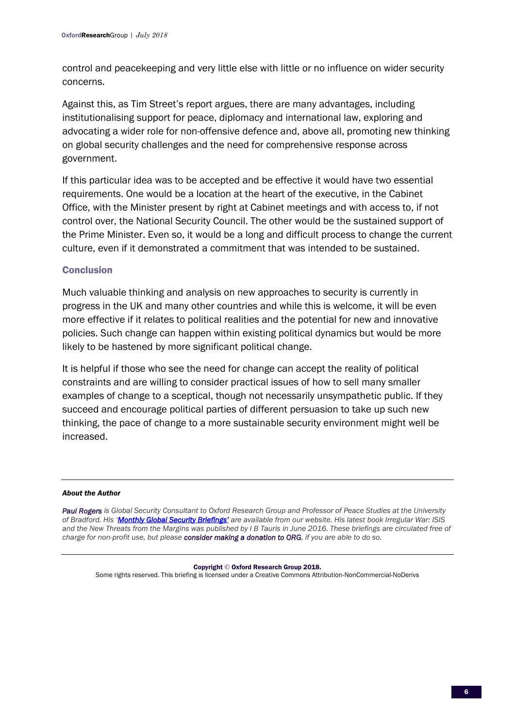control and peacekeeping and very little else with little or no influence on wider security concerns.

Against this, as Tim Street's report argues, there are many advantages, including institutionalising support for peace, diplomacy and international law, exploring and advocating a wider role for non-offensive defence and, above all, promoting new thinking on global security challenges and the need for comprehensive response across government.

If this particular idea was to be accepted and be effective it would have two essential requirements. One would be a location at the heart of the executive, in the Cabinet Office, with the Minister present by right at Cabinet meetings and with access to, if not control over, the National Security Council. The other would be the sustained support of the Prime Minister. Even so, it would be a long and difficult process to change the current culture, even if it demonstrated a commitment that was intended to be sustained.

## Conclusion

Much valuable thinking and analysis on new approaches to security is currently in progress in the UK and many other countries and while this is welcome, it will be even more effective if it relates to political realities and the potential for new and innovative policies. Such change can happen within existing political dynamics but would be more likely to be hastened by more significant political change.

It is helpful if those who see the need for change can accept the reality of political constraints and are willing to consider practical issues of how to sell many smaller examples of change to a sceptical, though not necessarily unsympathetic public. If they succeed and encourage political parties of different persuasion to take up such new thinking, the pace of change to a more sustainable security environment might well be increased.

---

***About the Author***

*Paul Rogers is Global Security Consultant to Oxford Research Group and Professor of Peace Studies at the University of Bradford. His '**Monthly Global Security Briefings'** are available from our website. His latest book Irregular War: ISIS and the New Threats from the Margins was published by I B Tauris in June 2016. These briefings are circulated free of charge for non-profit use, but please **consider making a donation to ORG**, if you are able to do so.*

---

**Copyright © Oxford Research Group 2018.**

Some rights reserved. This briefing is licensed under a Creative Commons Attribution-NonCommercial-NoDerivs